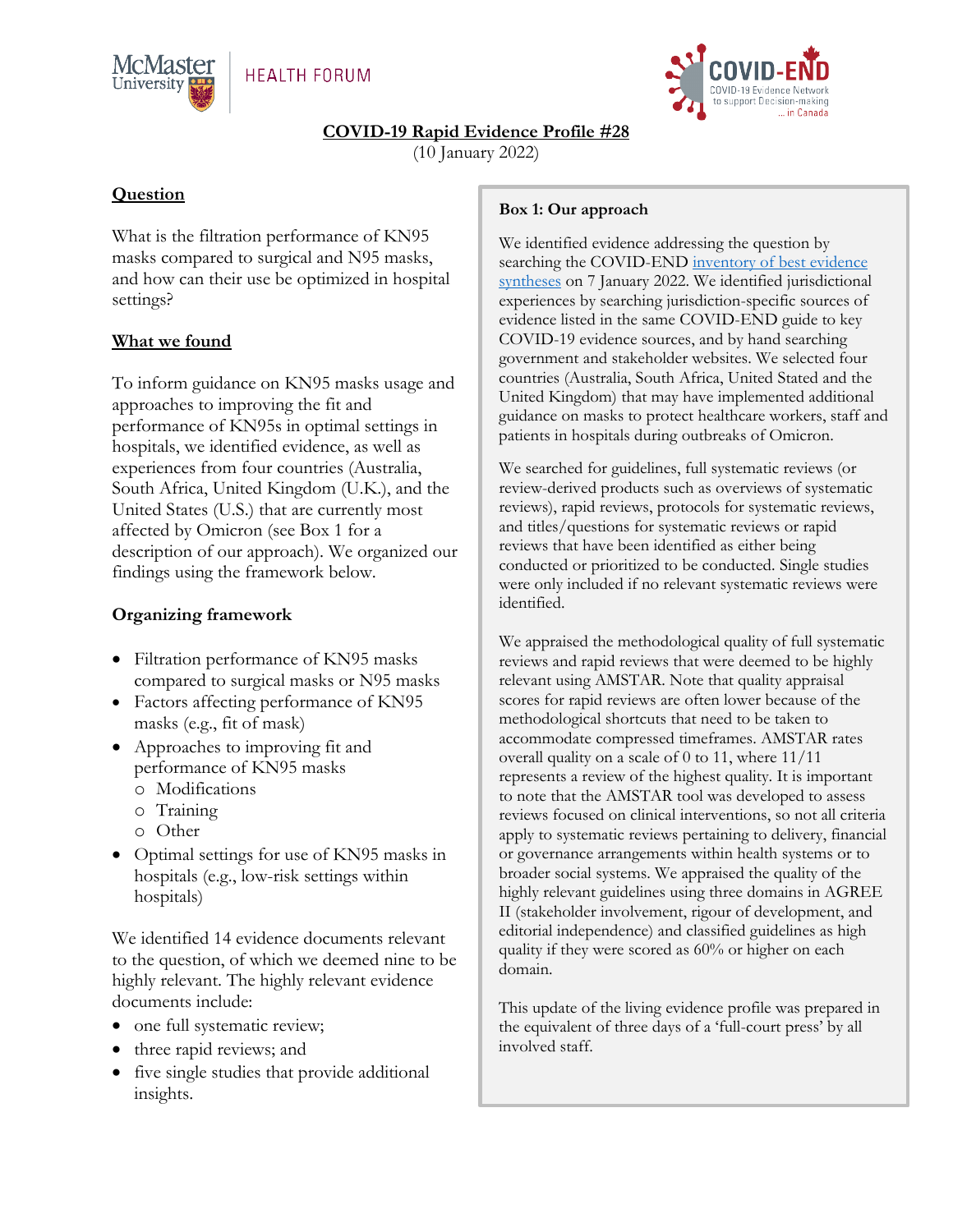McMaster University HEALTH FORUM

COVID-END COVID-19 Evidence Network to support Decision-making ... in Canada

# COVID-19 Rapid Evidence Profile #28

(10 January 2022)

## Question

What is the filtration performance of KN95 masks compared to surgical and N95 masks, and how can their use be optimized in hospital settings?

## What we found

To inform guidance on KN95 masks usage and approaches to improving the fit and performance of KN95s in optimal settings in hospitals, we identified evidence, as well as experiences from four countries (Australia, South Africa, United Kingdom (U.K.), and the United States (U.S.) that are currently most affected by Omicron (see Box 1 for a description of our approach). We organized our findings using the framework below.

### Organizing framework

- Filtration performance of KN95 masks compared to surgical masks or N95 masks
- Factors affecting performance of KN95 masks (e.g., fit of mask)
- Approaches to improving fit and performance of KN95 masks
  - Modifications
  - Training
  - Other
- Optimal settings for use of KN95 masks in hospitals (e.g., low-risk settings within hospitals)

We identified 14 evidence documents relevant to the question, of which we deemed nine to be highly relevant. The highly relevant evidence documents include:

- one full systematic review;
- three rapid reviews; and
- five single studies that provide additional insights.

**Box 1: Our approach**

We identified evidence addressing the question by searching the COVID-END inventory of best evidence syntheses on 7 January 2022. We identified jurisdictional experiences by searching jurisdiction-specific sources of evidence listed in the same COVID-END guide to key COVID-19 evidence sources, and by hand searching government and stakeholder websites. We selected four countries (Australia, South Africa, United Stated and the United Kingdom) that may have implemented additional guidance on masks to protect healthcare workers, staff and patients in hospitals during outbreaks of Omicron.

We searched for guidelines, full systematic reviews (or review-derived products such as overviews of systematic reviews), rapid reviews, protocols for systematic reviews, and titles/questions for systematic reviews or rapid reviews that have been identified as either being conducted or prioritized to be conducted. Single studies were only included if no relevant systematic reviews were identified.

We appraised the methodological quality of full systematic reviews and rapid reviews that were deemed to be highly relevant using AMSTAR. Note that quality appraisal scores for rapid reviews are often lower because of the methodological shortcuts that need to be taken to accommodate compressed timeframes. AMSTAR rates overall quality on a scale of 0 to 11, where 11/11 represents a review of the highest quality. It is important to note that the AMSTAR tool was developed to assess reviews focused on clinical interventions, so not all criteria apply to systematic reviews pertaining to delivery, financial or governance arrangements within health systems or to broader social systems. We appraised the quality of the highly relevant guidelines using three domains in AGREE II (stakeholder involvement, rigour of development, and editorial independence) and classified guidelines as high quality if they were scored as 60% or higher on each domain.

This update of the living evidence profile was prepared in the equivalent of three days of a 'full-court press' by all involved staff.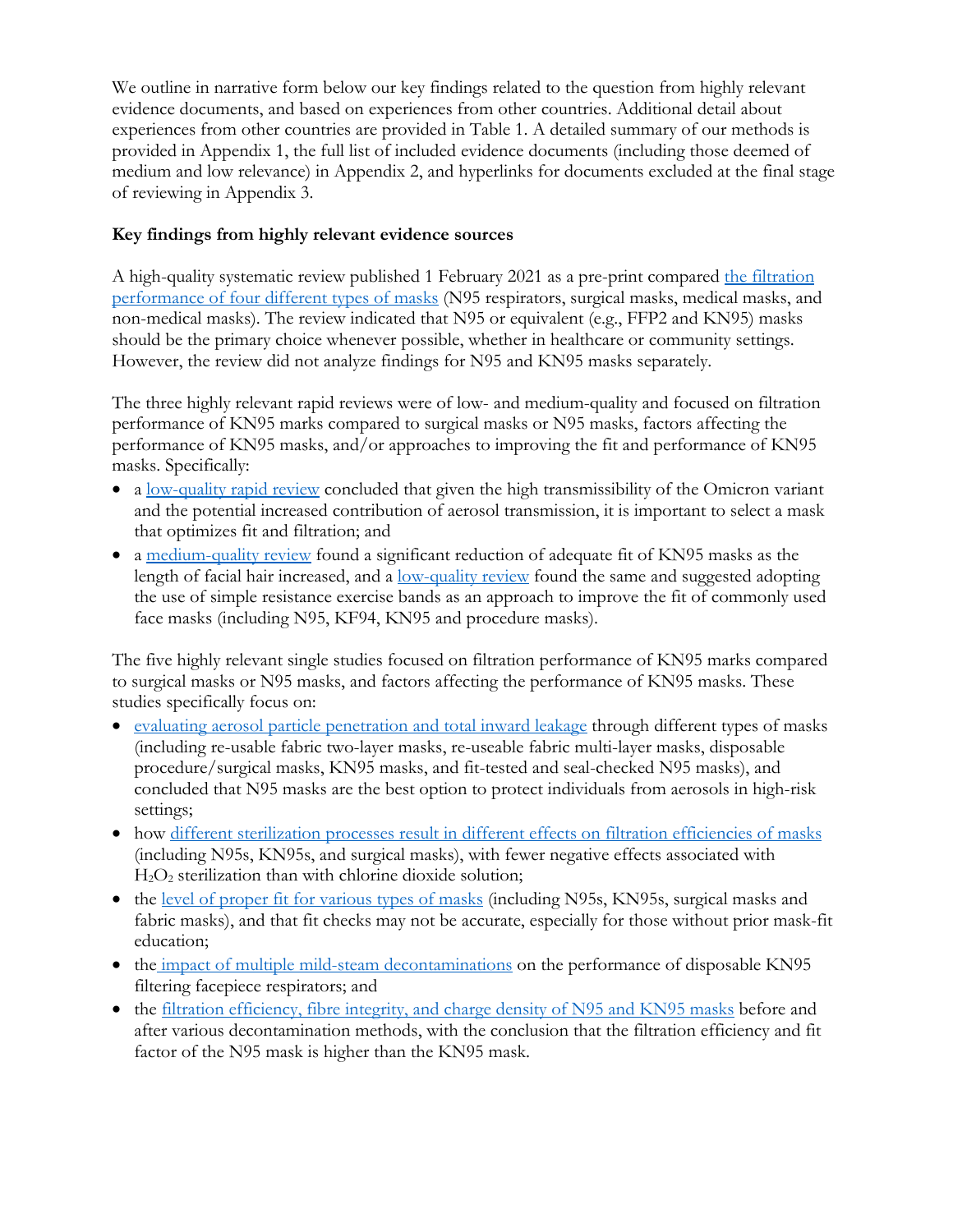We outline in narrative form below our key findings related to the question from highly relevant evidence documents, and based on experiences from other countries. Additional detail about experiences from other countries are provided in Table 1. A detailed summary of our methods is provided in Appendix 1, the full list of included evidence documents (including those deemed of medium and low relevance) in Appendix 2, and hyperlinks for documents excluded at the final stage of reviewing in Appendix 3.

**Key findings from highly relevant evidence sources**

A high-quality systematic review published 1 February 2021 as a pre-print compared the filtration performance of four different types of masks (N95 respirators, surgical masks, medical masks, and non-medical masks). The review indicated that N95 or equivalent (e.g., FFP2 and KN95) masks should be the primary choice whenever possible, whether in healthcare or community settings. However, the review did not analyze findings for N95 and KN95 masks separately.

The three highly relevant rapid reviews were of low- and medium-quality and focused on filtration performance of KN95 marks compared to surgical masks or N95 masks, factors affecting the performance of KN95 masks, and/or approaches to improving the fit and performance of KN95 masks. Specifically:

- a low-quality rapid review concluded that given the high transmissibility of the Omicron variant and the potential increased contribution of aerosol transmission, it is important to select a mask that optimizes fit and filtration; and
- a medium-quality review found a significant reduction of adequate fit of KN95 masks as the length of facial hair increased, and a low-quality review found the same and suggested adopting the use of simple resistance exercise bands as an approach to improve the fit of commonly used face masks (including N95, KF94, KN95 and procedure masks).

The five highly relevant single studies focused on filtration performance of KN95 marks compared to surgical masks or N95 masks, and factors affecting the performance of KN95 masks. These studies specifically focus on:

- evaluating aerosol particle penetration and total inward leakage through different types of masks (including re-usable fabric two-layer masks, re-useable fabric multi-layer masks, disposable procedure/surgical masks, KN95 masks, and fit-tested and seal-checked N95 masks), and concluded that N95 masks are the best option to protect individuals from aerosols in high-risk settings;
- how different sterilization processes result in different effects on filtration efficiencies of masks (including N95s, KN95s, and surgical masks), with fewer negative effects associated with $H_2O_2$ sterilization than with chlorine dioxide solution;
- the level of proper fit for various types of masks (including N95s, KN95s, surgical masks and fabric masks), and that fit checks may not be accurate, especially for those without prior mask-fit education;
- the impact of multiple mild-steam decontaminations on the performance of disposable KN95 filtering facepiece respirators; and
- the filtration efficiency, fibre integrity, and charge density of N95 and KN95 masks before and after various decontamination methods, with the conclusion that the filtration efficiency and fit factor of the N95 mask is higher than the KN95 mask.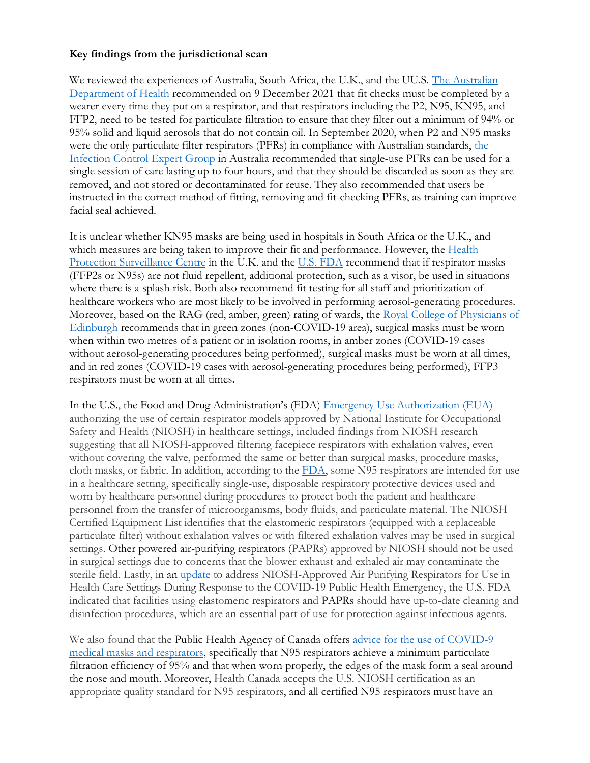**Key findings from the jurisdictional scan**

We reviewed the experiences of Australia, South Africa, the U.K., and the UU.S. The Australian Department of Health recommended on 9 December 2021 that fit checks must be completed by a wearer every time they put on a respirator, and that respirators including the P2, N95, KN95, and FFP2, need to be tested for particulate filtration to ensure that they filter out a minimum of 94% or 95% solid and liquid aerosols that do not contain oil. In September 2020, when P2 and N95 masks were the only particulate filter respirators (PFRs) in compliance with Australian standards, the Infection Control Expert Group in Australia recommended that single-use PFRs can be used for a single session of care lasting up to four hours, and that they should be discarded as soon as they are removed, and not stored or decontaminated for reuse. They also recommended that users be instructed in the correct method of fitting, removing and fit-checking PFRs, as training can improve facial seal achieved.

It is unclear whether KN95 masks are being used in hospitals in South Africa or the U.K., and which measures are being taken to improve their fit and performance. However, the Health Protection Surveillance Centre in the U.K. and the U.S. FDA recommend that if respirator masks (FFP2s or N95s) are not fluid repellent, additional protection, such as a visor, be used in situations where there is a splash risk. Both also recommend fit testing for all staff and prioritization of healthcare workers who are most likely to be involved in performing aerosol-generating procedures. Moreover, based on the RAG (red, amber, green) rating of wards, the Royal College of Physicians of Edinburgh recommends that in green zones (non-COVID-19 area), surgical masks must be worn when within two metres of a patient or in isolation rooms, in amber zones (COVID-19 cases without aerosol-generating procedures being performed), surgical masks must be worn at all times, and in red zones (COVID-19 cases with aerosol-generating procedures being performed), FFP3 respirators must be worn at all times.

In the U.S., the Food and Drug Administration's (FDA) Emergency Use Authorization (EUA) authorizing the use of certain respirator models approved by National Institute for Occupational Safety and Health (NIOSH) in healthcare settings, included findings from NIOSH research suggesting that all NIOSH-approved filtering facepiece respirators with exhalation valves, even without covering the valve, performed the same or better than surgical masks, procedure masks, cloth masks, or fabric. In addition, according to the FDA, some N95 respirators are intended for use in a healthcare setting, specifically single-use, disposable respiratory protective devices used and worn by healthcare personnel during procedures to protect both the patient and healthcare personnel from the transfer of microorganisms, body fluids, and particulate material. The NIOSH Certified Equipment List identifies that the elastomeric respirators (equipped with a replaceable particulate filter) without exhalation valves or with filtered exhalation valves may be used in surgical settings. Other powered air-purifying respirators (PAPRs) approved by NIOSH should not be used in surgical settings due to concerns that the blower exhaust and exhaled air may contaminate the sterile field. Lastly, in an update to address NIOSH-Approved Air Purifying Respirators for Use in Health Care Settings During Response to the COVID-19 Public Health Emergency, the U.S. FDA indicated that facilities using elastomeric respirators and PAPRs should have up-to-date cleaning and disinfection procedures, which are an essential part of use for protection against infectious agents.

We also found that the Public Health Agency of Canada offers advice for the use of COVID-9 medical masks and respirators, specifically that N95 respirators achieve a minimum particulate filtration efficiency of 95% and that when worn properly, the edges of the mask form a seal around the nose and mouth. Moreover, Health Canada accepts the U.S. NIOSH certification as an appropriate quality standard for N95 respirators, and all certified N95 respirators must have an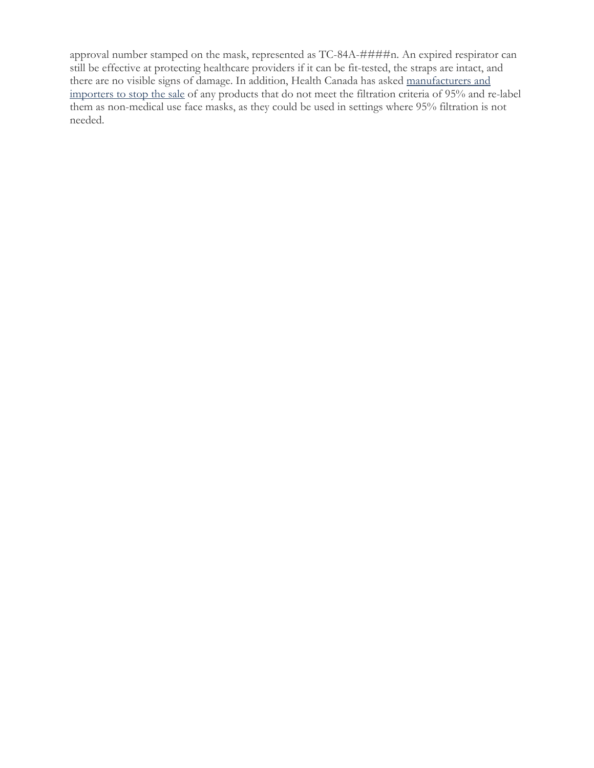approval number stamped on the mask, represented as TC-84A-####n. An expired respirator can still be effective at protecting healthcare providers if it can be fit-tested, the straps are intact, and there are no visible signs of damage. In addition, Health Canada has asked manufacturers and importers to stop the sale of any products that do not meet the filtration criteria of 95% and re-label them as non-medical use face masks, as they could be used in settings where 95% filtration is not needed.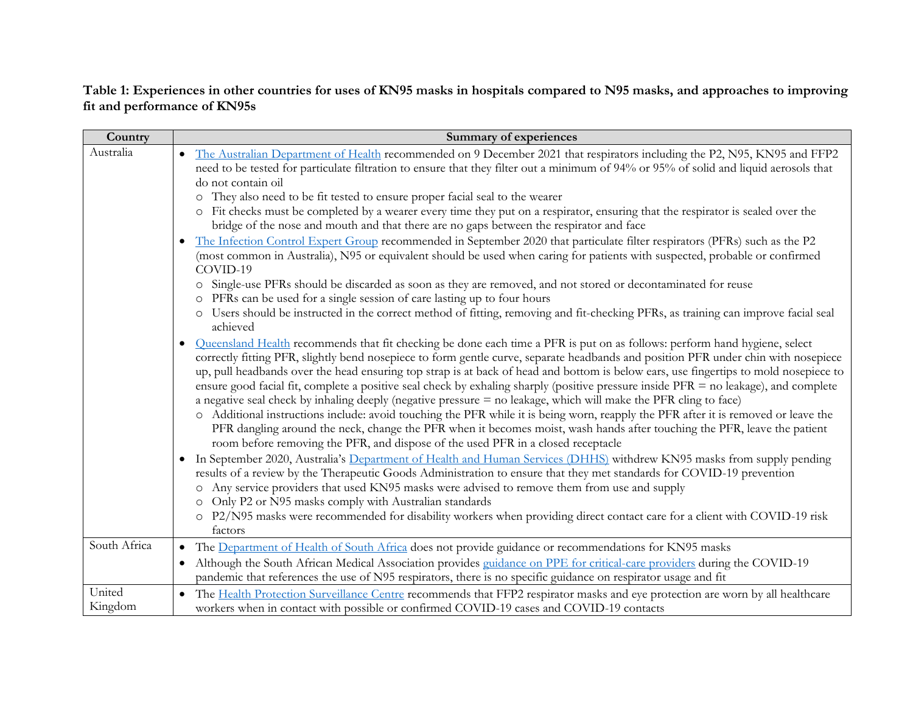**Table 1: Experiences in other countries for uses of KN95 masks in hospitals compared to N95 masks, and approaches to improving fit and performance of KN95s**

| Country | Summary of experiences |
| --- | --- |
| Australia | • The Australian Department of Health recommended on 9 December 2021 that respirators including the P2, N95, KN95 and FFP2 need to be tested for particulate filtration to ensure that they filter out a minimum of 94% or 95% of solid and liquid aerosols that do not contain oil<br>&nbsp;&nbsp;○ They also need to be fit tested to ensure proper facial seal to the wearer<br>&nbsp;&nbsp;○ Fit checks must be completed by a wearer every time they put on a respirator, ensuring that the respirator is sealed over the bridge of the nose and mouth and that there are no gaps between the respirator and face<br>• The Infection Control Expert Group recommended in September 2020 that particulate filter respirators (PFRs) such as the P2 (most common in Australia), N95 or equivalent should be used when caring for patients with suspected, probable or confirmed COVID-19<br>&nbsp;&nbsp;○ Single-use PFRs should be discarded as soon as they are removed, and not stored or decontaminated for reuse<br>&nbsp;&nbsp;○ PFRs can be used for a single session of care lasting up to four hours<br>&nbsp;&nbsp;○ Users should be instructed in the correct method of fitting, removing and fit-checking PFRs, as training can improve facial seal achieved<br>• Queensland Health recommends that fit checking be done each time a PFR is put on as follows: perform hand hygiene, select correctly fitting PFR, slightly bend nosepiece to form gentle curve, separate headbands and position PFR under chin with nosepiece up, pull headbands over the head ensuring top strap is at back of head and bottom is below ears, use fingertips to mold nosepiece to ensure good facial fit, complete a positive seal check by exhaling sharply (positive pressure inside PFR = no leakage), and complete a negative seal check by inhaling deeply (negative pressure = no leakage, which will make the PFR cling to face)<br>&nbsp;&nbsp;○ Additional instructions include: avoid touching the PFR while it is being worn, reapply the PFR after it is removed or leave the PFR dangling around the neck, change the PFR when it becomes moist, wash hands after touching the PFR, leave the patient room before removing the PFR, and dispose of the used PFR in a closed receptacle<br>• In September 2020, Australia's Department of Health and Human Services (DHHS) withdrew KN95 masks from supply pending results of a review by the Therapeutic Goods Administration to ensure that they met standards for COVID-19 prevention<br>&nbsp;&nbsp;○ Any service providers that used KN95 masks were advised to remove them from use and supply<br>&nbsp;&nbsp;○ Only P2 or N95 masks comply with Australian standards<br>&nbsp;&nbsp;○ P2/N95 masks were recommended for disability workers when providing direct contact care for a client with COVID-19 risk factors |
| South Africa | • The Department of Health of South Africa does not provide guidance or recommendations for KN95 masks<br>• Although the South African Medical Association provides guidance on PPE for critical-care providers during the COVID-19 pandemic that references the use of N95 respirators, there is no specific guidance on respirator usage and fit |
| United Kingdom | • The Health Protection Surveillance Centre recommends that FFP2 respirator masks and eye protection are worn by all healthcare workers when in contact with possible or confirmed COVID-19 cases and COVID-19 contacts |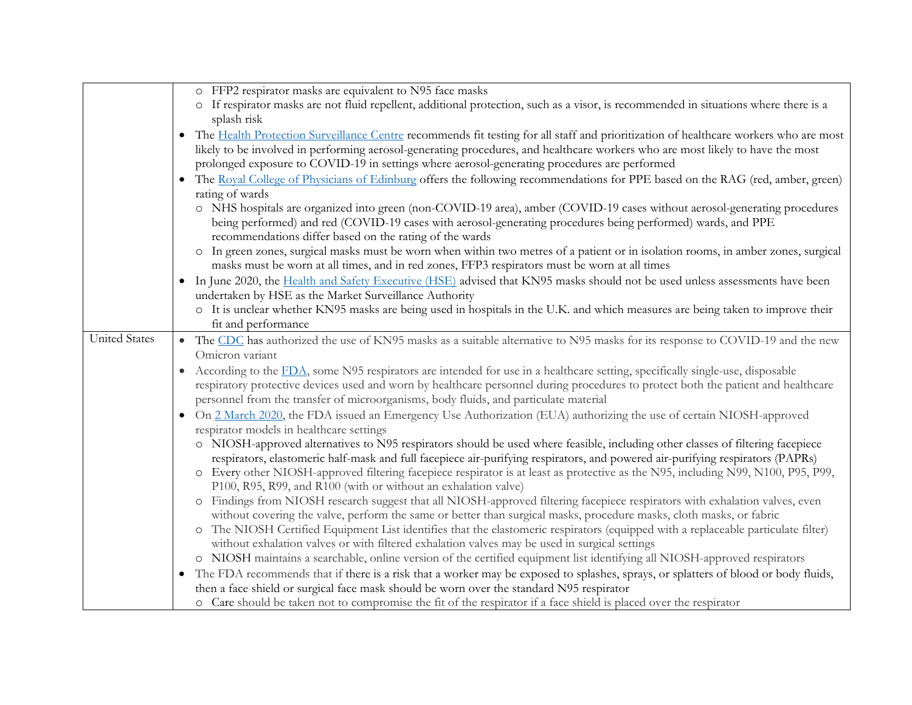| | |
|---|---|
| | ◦ FFP2 respirator masks are equivalent to N95 face masks<br>◦ If respirator masks are not fluid repellent, additional protection, such as a visor, is recommended in situations where there is a splash risk<br>• The Health Protection Surveillance Centre recommends fit testing for all staff and prioritization of healthcare workers who are most likely to be involved in performing aerosol-generating procedures, and healthcare workers who are most likely to have the most prolonged exposure to COVID-19 in settings where aerosol-generating procedures are performed<br>• The Royal College of Physicians of Edinburg offers the following recommendations for PPE based on the RAG (red, amber, green) rating of wards<br>◦ NHS hospitals are organized into green (non-COVID-19 area), amber (COVID-19 cases without aerosol-generating procedures being performed) and red (COVID-19 cases with aerosol-generating procedures being performed) wards, and PPE recommendations differ based on the rating of the wards<br>◦ In green zones, surgical masks must be worn when within two metres of a patient or in isolation rooms, in amber zones, surgical masks must be worn at all times, and in red zones, FFP3 respirators must be worn at all times<br>• In June 2020, the Health and Safety Executive (HSE) advised that KN95 masks should not be used unless assessments have been undertaken by HSE as the Market Surveillance Authority<br>◦ It is unclear whether KN95 masks are being used in hospitals in the U.K. and which measures are being taken to improve their fit and performance |
| United States | • The CDC has authorized the use of KN95 masks as a suitable alternative to N95 masks for its response to COVID-19 and the new Omicron variant<br>• According to the FDA, some N95 respirators are intended for use in a healthcare setting, specifically single-use, disposable respiratory protective devices used and worn by healthcare personnel during procedures to protect both the patient and healthcare personnel from the transfer of microorganisms, body fluids, and particulate material<br>• On 2 March 2020, the FDA issued an Emergency Use Authorization (EUA) authorizing the use of certain NIOSH-approved respirator models in healthcare settings<br>◦ NIOSH-approved alternatives to N95 respirators should be used where feasible, including other classes of filtering facepiece respirators, elastomeric half-mask and full facepiece air-purifying respirators, and powered air-purifying respirators (PAPRs)<br>◦ Every other NIOSH-approved filtering facepiece respirator is at least as protective as the N95, including N99, N100, P95, P99, P100, R95, R99, and R100 (with or without an exhalation valve)<br>◦ Findings from NIOSH research suggest that all NIOSH-approved filtering facepiece respirators with exhalation valves, even without covering the valve, perform the same or better than surgical masks, procedure masks, cloth masks, or fabric<br>◦ The NIOSH Certified Equipment List identifies that the elastomeric respirators (equipped with a replaceable particulate filter) without exhalation valves or with filtered exhalation valves may be used in surgical settings<br>◦ NIOSH maintains a searchable, online version of the certified equipment list identifying all NIOSH-approved respirators<br>• The FDA recommends that if there is a risk that a worker may be exposed to splashes, sprays, or splatters of blood or body fluids, then a face shield or surgical face mask should be worn over the standard N95 respirator<br>◦ Care should be taken not to compromise the fit of the respirator if a face shield is placed over the respirator |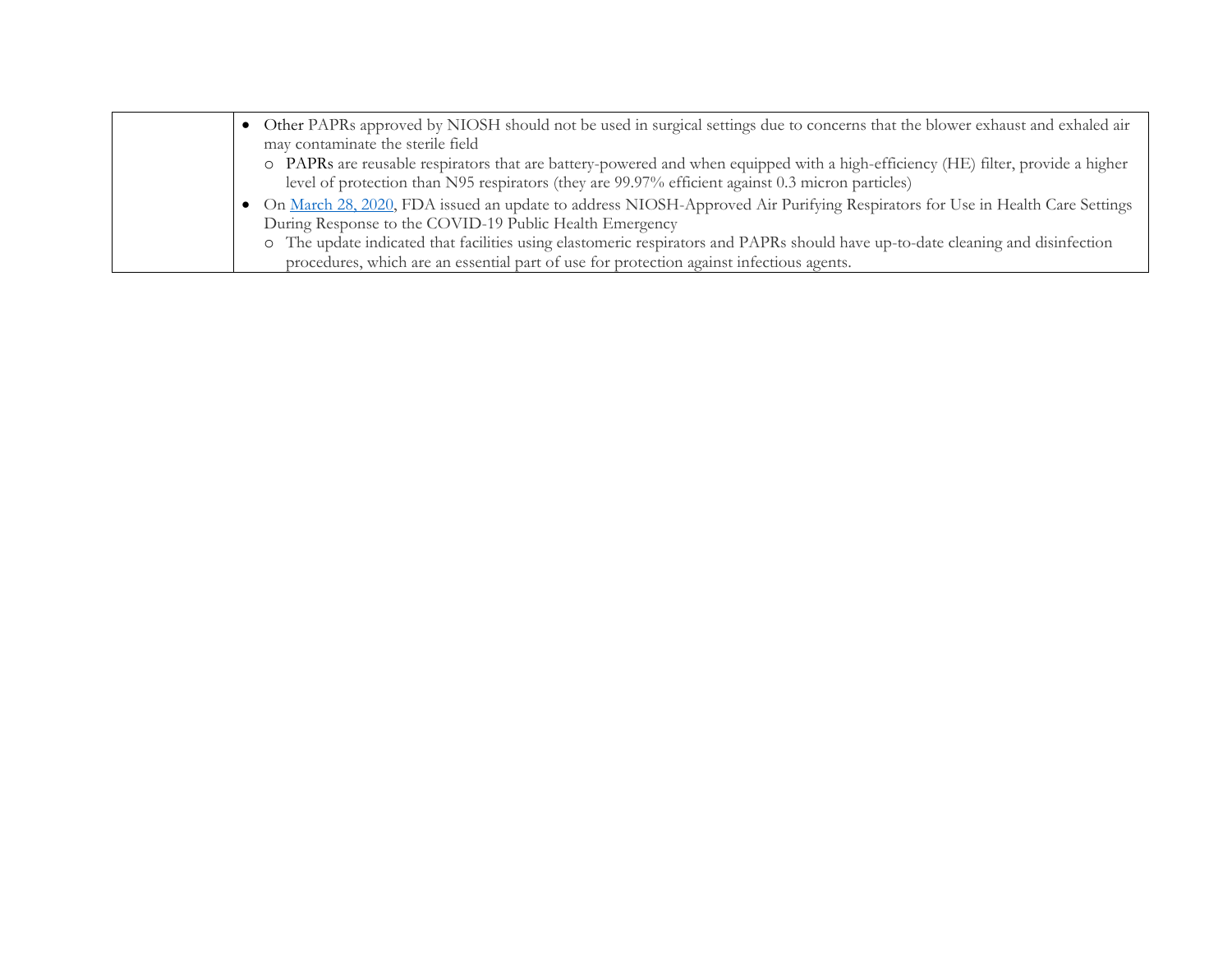| | |
|---|---|
| | • Other PAPRs approved by NIOSH should not be used in surgical settings due to concerns that the blower exhaust and exhaled air may contaminate the sterile field<br>  o PAPRs are reusable respirators that are battery-powered and when equipped with a high-efficiency (HE) filter, provide a higher level of protection than N95 respirators (they are 99.97% efficient against 0.3 micron particles)<br>• On [March 28, 2020](), FDA issued an update to address NIOSH-Approved Air Purifying Respirators for Use in Health Care Settings During Response to the COVID-19 Public Health Emergency<br>  o The update indicated that facilities using elastomeric respirators and PAPRs should have up-to-date cleaning and disinfection procedures, which are an essential part of use for protection against infectious agents. |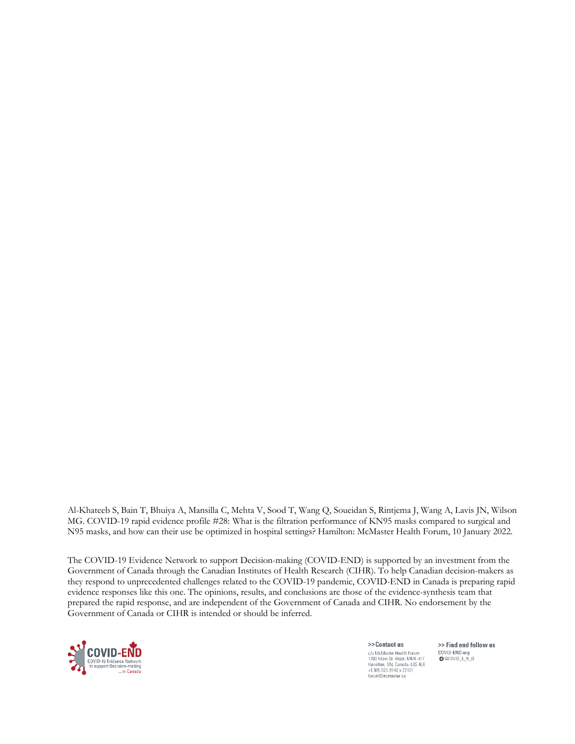Al-Khateeb S, Bain T, Bhuiya A, Mansilla C, Mehta V, Sood T, Wang Q, Soueidan S, Rintjema J, Wang A, Lavis JN, Wilson MG. COVID-19 rapid evidence profile #28: What is the filtration performance of KN95 masks compared to surgical and N95 masks, and how can their use be optimized in hospital settings? Hamilton: McMaster Health Forum, 10 January 2022.

The COVID-19 Evidence Network to support Decision-making (COVID-END) is supported by an investment from the Government of Canada through the Canadian Institutes of Health Research (CIHR). To help Canadian decision-makers as they respond to unprecedented challenges related to the COVID-19 pandemic, COVID-END in Canada is preparing rapid evidence responses like this one. The opinions, results, and conclusions are those of the evidence-synthesis team that prepared the rapid response, and are independent of the Government of Canada and CIHR. No endorsement by the Government of Canada or CIHR is intended or should be inferred.

COVID-END
COVID-19 Evidence Network to support Decision-making ... in Canada

**>> Contact us**
c/o McMaster Health Forum
1280 Main St. West, MML-417
Hamilton, ON, Canada L8S 4L6
+1.905.525.9140 x 22121
forum@mcmaster.ca

**>> Find and follow us**
COVID-END.org
@COVID_E_N_D